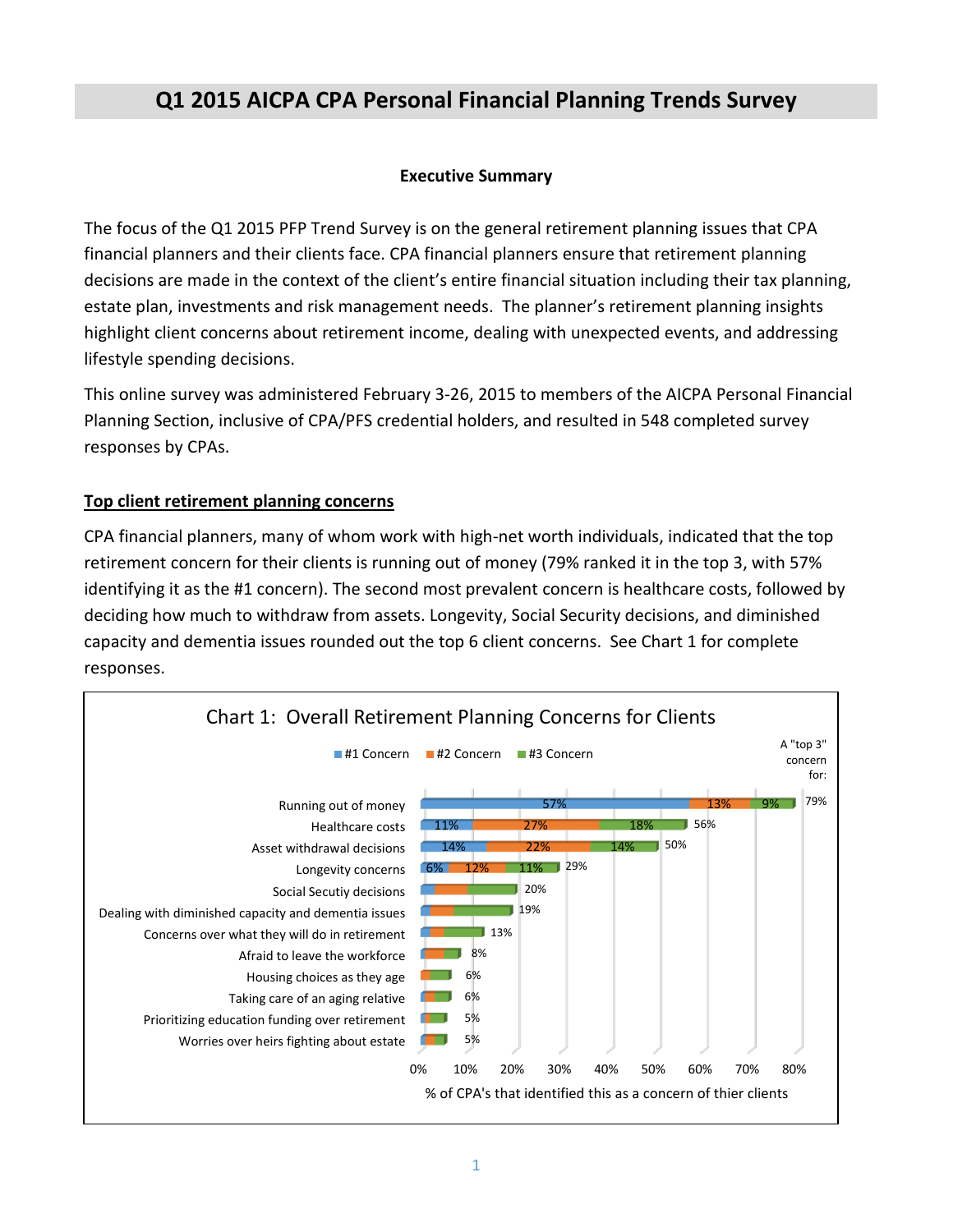# Q1 2015 AICPA CPA Personal Financial Planning Trends Survey

### Executive Summary

The focus of the Q1 2015 PFP Trend Survey is on the general retirement planning issues that CPA financial planners and their clients face. CPA financial planners ensure that retirement planning decisions are made in the context of the client's entire financial situation including their tax planning, estate plan, investments and risk management needs. The planner's retirement planning insights highlight client concerns about retirement income, dealing with unexpected events, and addressing lifestyle spending decisions.

This online survey was administered February 3-26, 2015 to members of the AICPA Personal Financial Planning Section, inclusive of CPA/PFS credential holders, and resulted in 548 completed survey responses by CPAs.

**Top client retirement planning concerns**

CPA financial planners, many of whom work with high-net worth individuals, indicated that the top retirement concern for their clients is running out of money (79% ranked it in the top 3, with 57% identifying it as the #1 concern). The second most prevalent concern is healthcare costs, followed by deciding how much to withdraw from assets. Longevity, Social Security decisions, and diminished capacity and dementia issues rounded out the top 6 client concerns. See Chart 1 for complete responses.

**Chart 1: Overall Retirement Planning Concerns for Clients**

| Concern | #1 Concern | #2 Concern | #3 Concern | A "top 3" concern for: |
|---|---|---|---|---|
| Running out of money | 57% | 13% | 9% | 79% |
| Healthcare costs | 11% | 27% | 18% | 56% |
| Asset withdrawal decisions | 14% | 22% | 14% | 50% |
| Longevity concerns | 6% | 12% | 11% | 29% |
| Social Secutiy decisions | | | | 20% |
| Dealing with diminished capacity and dementia issues | | | | 19% |
| Concerns over what they will do in retirement | | | | 13% |
| Afraid to leave the workforce | | | | 8% |
| Housing choices as they age | | | | 6% |
| Taking care of an aging relative | | | | 6% |
| Prioritizing education funding over retirement | | | | 5% |
| Worries over heirs fighting about estate | | | | 5% |

% of CPA's that identified this as a concern of thier clients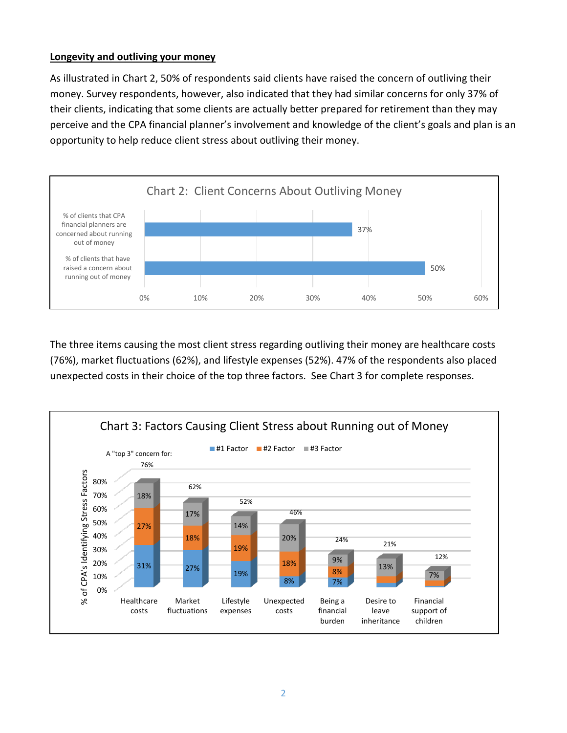**Longevity and outliving your money**

As illustrated in Chart 2, 50% of respondents said clients have raised the concern of outliving their money. Survey respondents, however, also indicated that they had similar concerns for only 37% of their clients, indicating that some clients are actually better prepared for retirement than they may perceive and the CPA financial planner's involvement and knowledge of the client's goals and plan is an opportunity to help reduce client stress about outliving their money.

**Chart 2: Client Concerns About Outliving Money**

| | % |
|---|---|
| % of clients that CPA financial planners are concerned about running out of money | 37% |
| % of clients that have raised a concern about running out of money | 50% |

The three items causing the most client stress regarding outliving their money are healthcare costs (76%), market fluctuations (62%), and lifestyle expenses (52%). 47% of the respondents also placed unexpected costs in their choice of the top three factors. See Chart 3 for complete responses.

**Chart 3: Factors Causing Client Stress about Running out of Money**

| Factor | #1 Factor | #2 Factor | #3 Factor | A "top 3" concern for: |
|---|---|---|---|---|
| Healthcare costs | 31% | 27% | 18% | 76% |
| Market fluctuations | 27% | 18% | 17% | 62% |
| Lifestyle expenses | 19% | 19% | 14% | 52% |
| Unexpected costs | 8% | 18% | 20% | 46% |
| Being a financial burden | 7% | 8% | 9% | 24% |
| Desire to leave inheritance | | | 13% | 21% |
| Financial support of children | | | 7% | 12% |

Y-axis: % of CPA's Identifying Stress Factors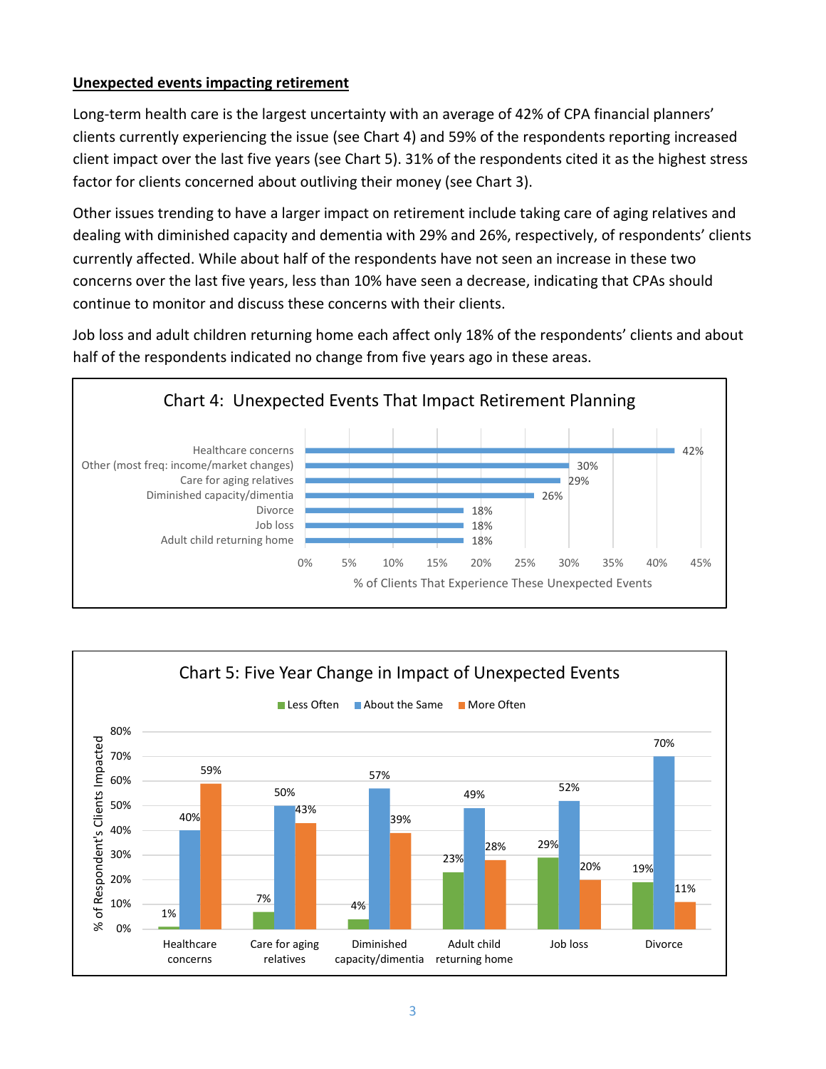**Unexpected events impacting retirement**

Long-term health care is the largest uncertainty with an average of 42% of CPA financial planners' clients currently experiencing the issue (see Chart 4) and 59% of the respondents reporting increased client impact over the last five years (see Chart 5). 31% of the respondents cited it as the highest stress factor for clients concerned about outliving their money (see Chart 3).

Other issues trending to have a larger impact on retirement include taking care of aging relatives and dealing with diminished capacity and dementia with 29% and 26%, respectively, of respondents' clients currently affected. While about half of the respondents have not seen an increase in these two concerns over the last five years, less than 10% have seen a decrease, indicating that CPAs should continue to monitor and discuss these concerns with their clients.

Job loss and adult children returning home each affect only 18% of the respondents' clients and about half of the respondents indicated no change from five years ago in these areas.

**Chart 4: Unexpected Events That Impact Retirement Planning**

| Event | % of Clients That Experience These Unexpected Events |
|---|---|
| Healthcare concerns | 42% |
| Other (most freq: income/market changes) | 30% |
| Care for aging relatives | 29% |
| Diminished capacity/dimentia | 26% |
| Divorce | 18% |
| Job loss | 18% |
| Adult child returning home | 18% |

**Chart 5: Five Year Change in Impact of Unexpected Events**

| Event | Less Often | About the Same | More Often |
|---|---|---|---|
| Healthcare concerns | 1% | 40% | 59% |
| Care for aging relatives | 7% | 50% | 43% |
| Diminished capacity/dimentia | 4% | 57% | 39% |
| Adult child returning home | 23% | 49% | 28% |
| Job loss | 29% | 52% | 20% |
| Divorce | 19% | 70% | 11% |

(% of Respondent's Clients Impacted)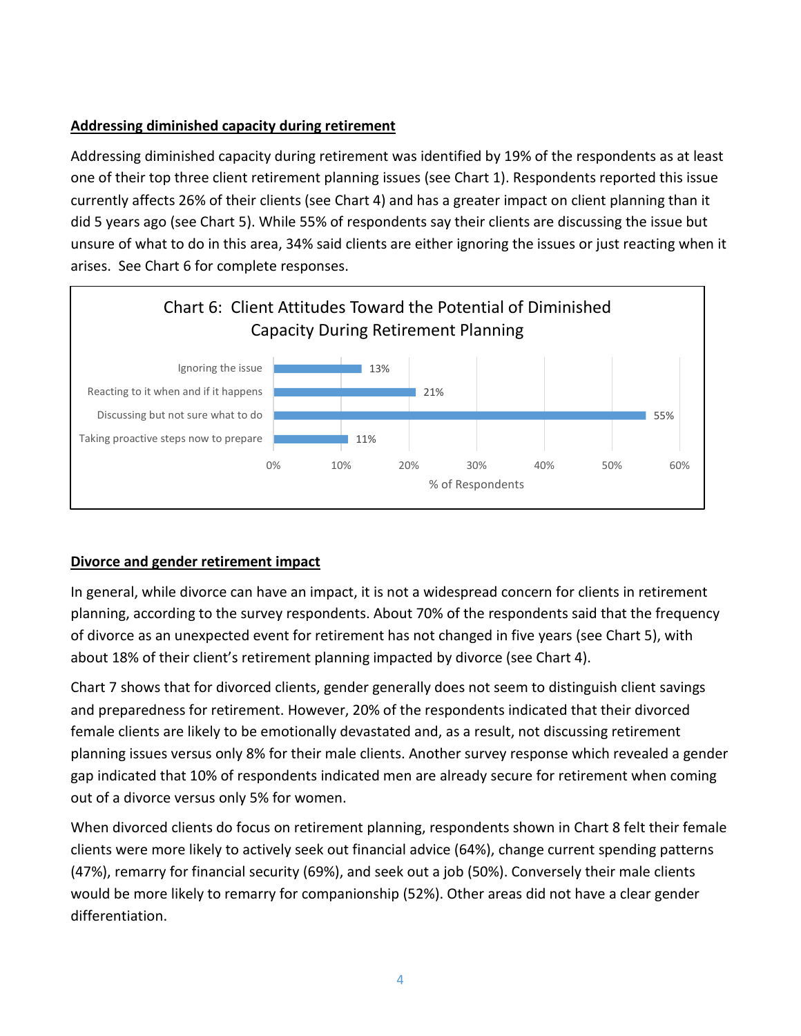**Addressing diminished capacity during retirement**

Addressing diminished capacity during retirement was identified by 19% of the respondents as at least one of their top three client retirement planning issues (see Chart 1). Respondents reported this issue currently affects 26% of their clients (see Chart 4) and has a greater impact on client planning than it did 5 years ago (see Chart 5). While 55% of respondents say their clients are discussing the issue but unsure of what to do in this area, 34% said clients are either ignoring the issues or just reacting when it arises. See Chart 6 for complete responses.

Chart 6: Client Attitudes Toward the Potential of Diminished Capacity During Retirement Planning

| Response | % of Respondents |
| --- | --- |
| Ignoring the issue | 13% |
| Reacting to it when and if it happens | 21% |
| Discussing but not sure what to do | 55% |
| Taking proactive steps now to prepare | 11% |

**Divorce and gender retirement impact**

In general, while divorce can have an impact, it is not a widespread concern for clients in retirement planning, according to the survey respondents. About 70% of the respondents said that the frequency of divorce as an unexpected event for retirement has not changed in five years (see Chart 5), with about 18% of their client's retirement planning impacted by divorce (see Chart 4).

Chart 7 shows that for divorced clients, gender generally does not seem to distinguish client savings and preparedness for retirement. However, 20% of the respondents indicated that their divorced female clients are likely to be emotionally devastated and, as a result, not discussing retirement planning issues versus only 8% for their male clients. Another survey response which revealed a gender gap indicated that 10% of respondents indicated men are already secure for retirement when coming out of a divorce versus only 5% for women.

When divorced clients do focus on retirement planning, respondents shown in Chart 8 felt their female clients were more likely to actively seek out financial advice (64%), change current spending patterns (47%), remarry for financial security (69%), and seek out a job (50%). Conversely their male clients would be more likely to remarry for companionship (52%). Other areas did not have a clear gender differentiation.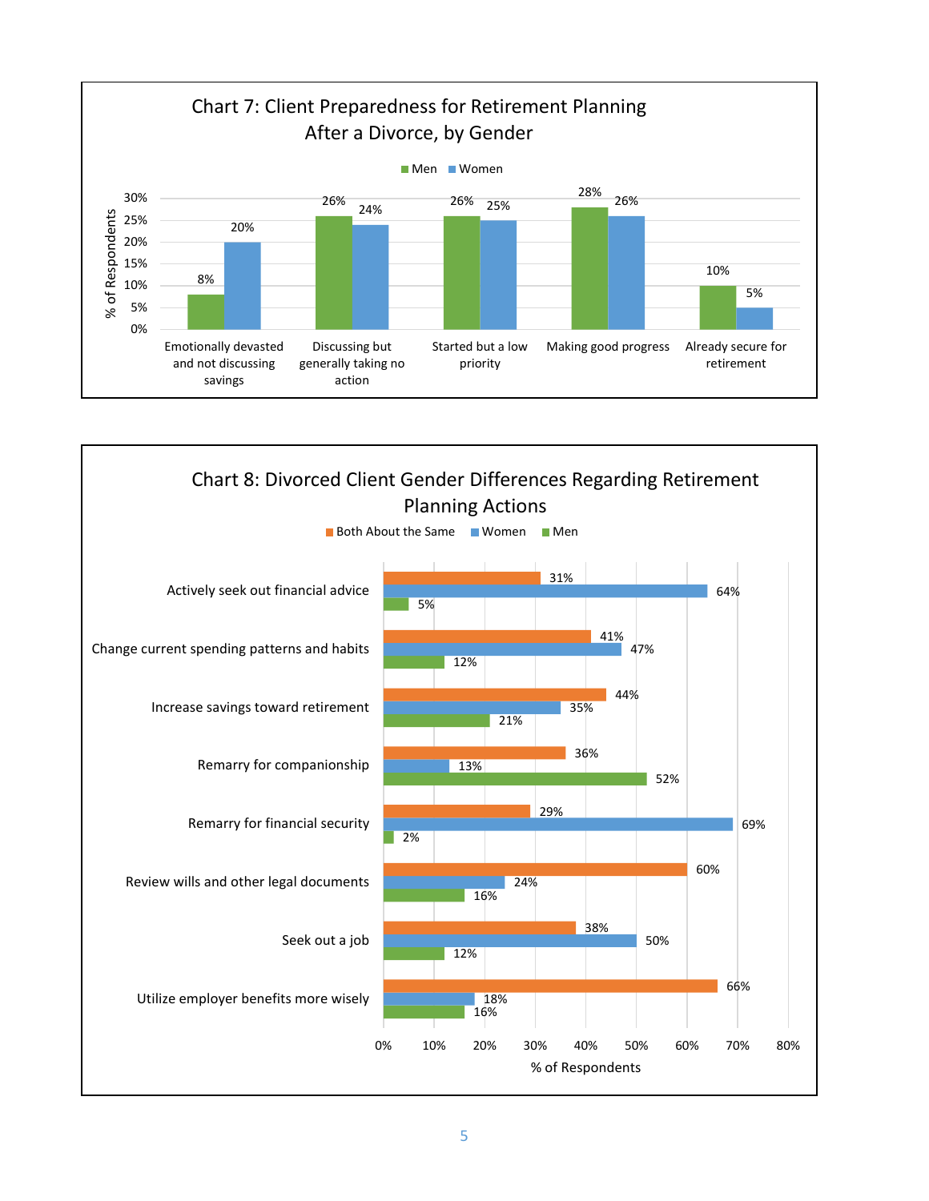## Chart 7: Client Preparedness for Retirement Planning After a Divorce, by Gender

| % of Respondents | Men | Women |
|---|---|---|
| Emotionally devasted and not discussing savings | 8% | 20% |
| Discussing but generally taking no action | 26% | 24% |
| Started but a low priority | 26% | 25% |
| Making good progress | 28% | 26% |
| Already secure for retirement | 10% | 5% |

## Chart 8: Divorced Client Gender Differences Regarding Retirement Planning Actions

| % of Respondents | Both About the Same | Women | Men |
|---|---|---|---|
| Actively seek out financial advice | 31% | 64% | 5% |
| Change current spending patterns and habits | 41% | 47% | 12% |
| Increase savings toward retirement | 44% | 35% | 21% |
| Remarry for companionship | 36% | 13% | 52% |
| Remarry for financial security | 29% | 69% | 2% |
| Review wills and other legal documents | 60% | 24% | 16% |
| Seek out a job | 38% | 50% | 12% |
| Utilize employer benefits more wisely | 66% | 18% | 16% |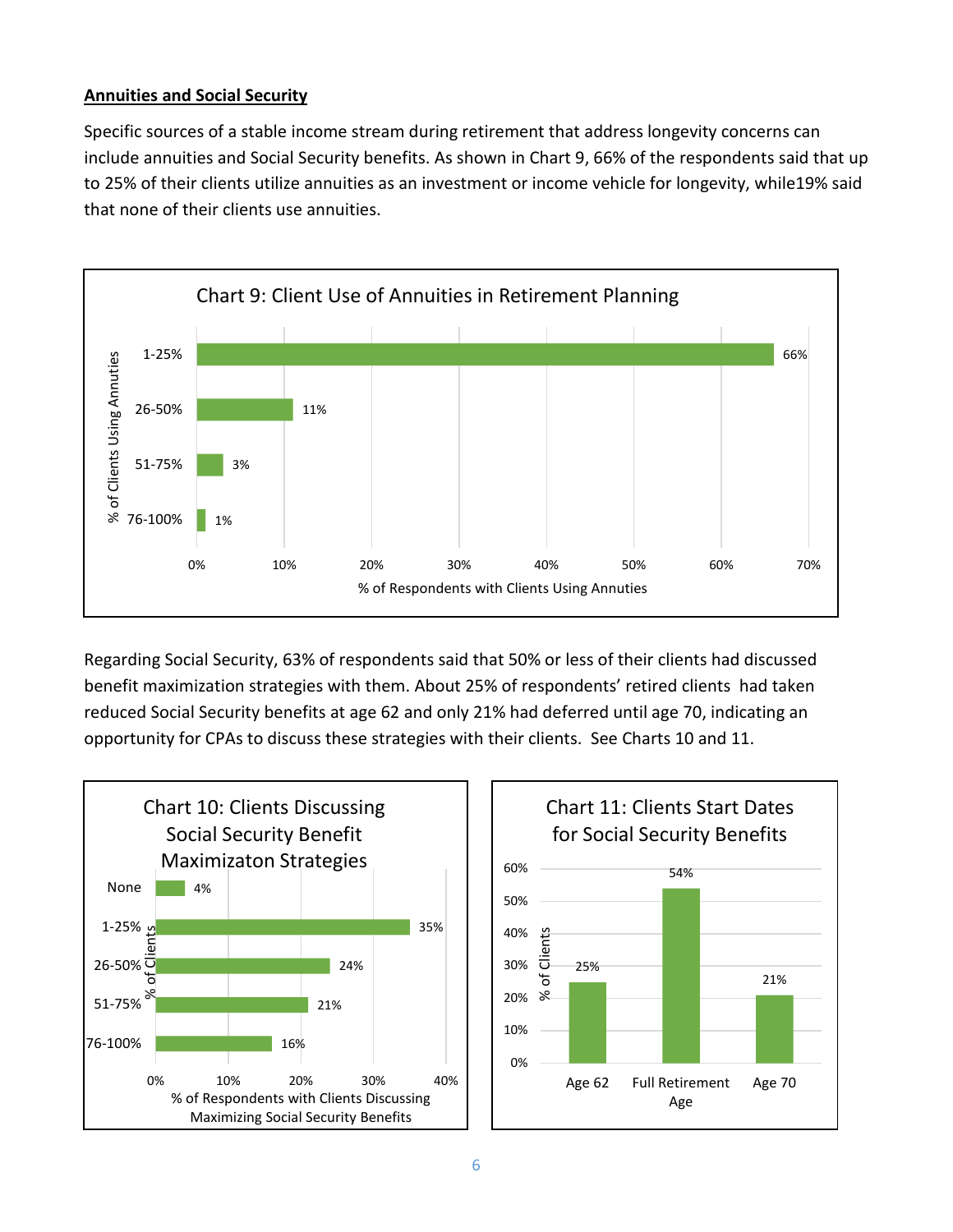**Annuities and Social Security**

Specific sources of a stable income stream during retirement that address longevity concerns can include annuities and Social Security benefits. As shown in Chart 9, 66% of the respondents said that up to 25% of their clients utilize annuities as an investment or income vehicle for longevity, while19% said that none of their clients use annuities.

Chart 9: Client Use of Annuities in Retirement Planning

| % of Clients Using Annuties | % of Respondents with Clients Using Annuties |
|---|---|
| 1-25% | 66% |
| 26-50% | 11% |
| 51-75% | 3% |
| 76-100% | 1% |

Regarding Social Security, 63% of respondents said that 50% or less of their clients had discussed benefit maximization strategies with them. About 25% of respondents' retired clients had taken reduced Social Security benefits at age 62 and only 21% had deferred until age 70, indicating an opportunity for CPAs to discuss these strategies with their clients. See Charts 10 and 11.

Chart 10: Clients Discussing Social Security Benefit Maximizaton Strategies

| % of Clients | % of Respondents with Clients Discussing Maximizing Social Security Benefits |
|---|---|
| None | 4% |
| 1-25% | 35% |
| 26-50% | 24% |
| 51-75% | 21% |
| 76-100% | 16% |

Chart 11: Clients Start Dates for Social Security Benefits

| | % of Clients |
|---|---|
| Age 62 | 25% |
| Full Retirement Age | 54% |
| Age 70 | 21% |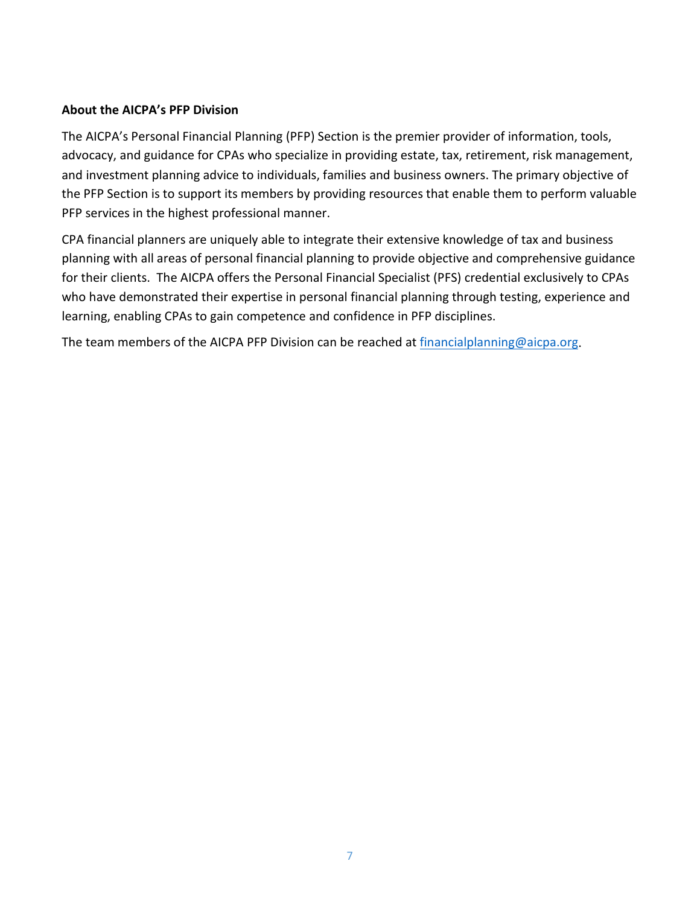**About the AICPA's PFP Division**

The AICPA's Personal Financial Planning (PFP) Section is the premier provider of information, tools, advocacy, and guidance for CPAs who specialize in providing estate, tax, retirement, risk management, and investment planning advice to individuals, families and business owners. The primary objective of the PFP Section is to support its members by providing resources that enable them to perform valuable PFP services in the highest professional manner.

CPA financial planners are uniquely able to integrate their extensive knowledge of tax and business planning with all areas of personal financial planning to provide objective and comprehensive guidance for their clients. The AICPA offers the Personal Financial Specialist (PFS) credential exclusively to CPAs who have demonstrated their expertise in personal financial planning through testing, experience and learning, enabling CPAs to gain competence and confidence in PFP disciplines.

The team members of the AICPA PFP Division can be reached at financialplanning@aicpa.org.